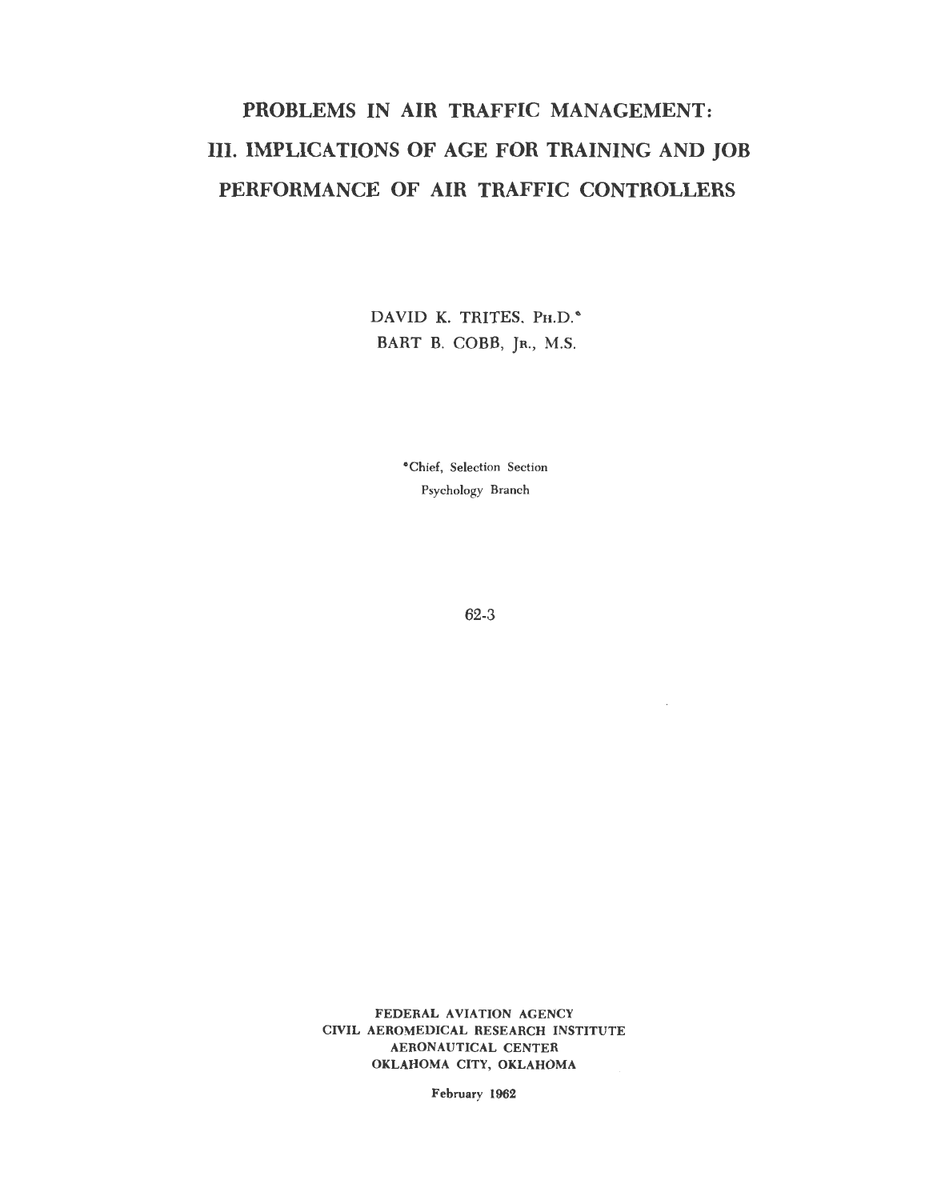# PROBLEMS IN AIR TRAFFIC MANAGEMENT: III. IMPLICATIONS OF AGE FOR TRAINING AND JOB PERFORMANCE OF AIR TRAFFIC CONTROLLERS

DAVID K. TRITES, PH.D.*
BART B. COBB, JR., M.S.

*Chief, Selection Section
Psychology Branch

62-3

FEDERAL AVIATION AGENCY
CIVIL AEROMEDICAL RESEARCH INSTITUTE
AERONAUTICAL CENTER
OKLAHOMA CITY, OKLAHOMA

February 1962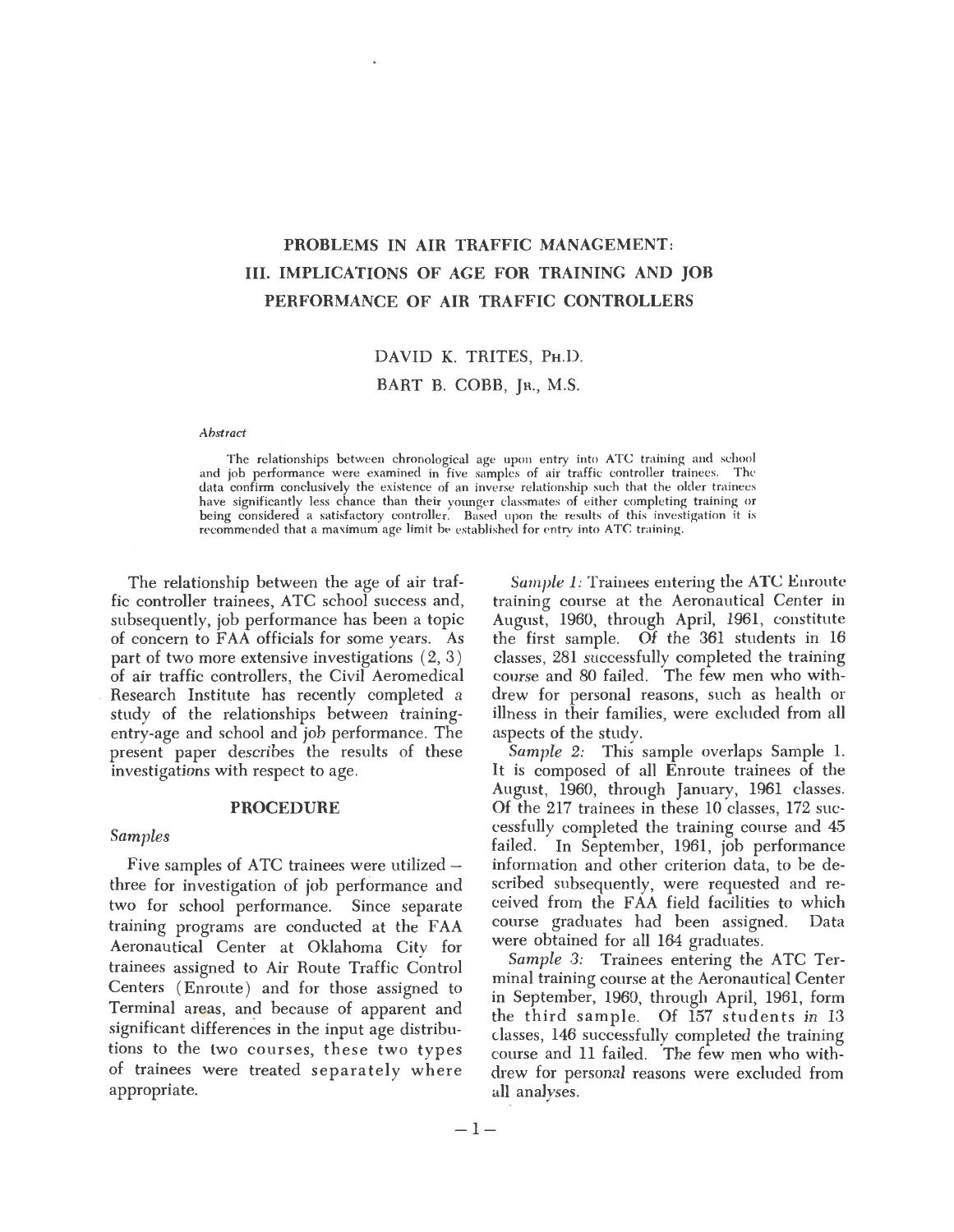# PROBLEMS IN AIR TRAFFIC MANAGEMENT: III. IMPLICATIONS OF AGE FOR TRAINING AND JOB PERFORMANCE OF AIR TRAFFIC CONTROLLERS

DAVID K. TRITES, PH.D.

BART B. COBB, JR., M.S.

*Abstract*

The relationships between chronological age upon entry into ATC training and school and job performance were examined in five samples of air traffic controller trainees. The data confirm conclusively the existence of an inverse relationship such that the older trainees have significantly less chance than their younger classmates of either completing training or being considered a satisfactory controller. Based upon the results of this investigation it is recommended that a maximum age limit be established for entry into ATC training.

The relationship between the age of air traffic controller trainees, ATC school success and, subsequently, job performance has been a topic of concern to FAA officials for some years. As part of two more extensive investigations (2, 3) of air traffic controllers, the Civil Aeromedical Research Institute has recently completed a study of the relationships between training-entry-age and school and job performance. The present paper describes the results of these investigations with respect to age.

## PROCEDURE

### Samples

Five samples of ATC trainees were utilized – three for investigation of job performance and two for school performance. Since separate training programs are conducted at the FAA Aeronautical Center at Oklahoma City for trainees assigned to Air Route Traffic Control Centers (Enroute) and for those assigned to Terminal areas, and because of apparent and significant differences in the input age distributions to the two courses, these two types of trainees were treated separately where appropriate.

*Sample 1:* Trainees entering the ATC Enroute training course at the Aeronautical Center in August, 1960, through April, 1961, constitute the first sample. Of the 361 students in 16 classes, 281 successfully completed the training course and 80 failed. The few men who withdrew for personal reasons, such as health or illness in their families, were excluded from all aspects of the study.

*Sample 2:* This sample overlaps Sample 1. It is composed of all Enroute trainees of the August, 1960, through January, 1961 classes. Of the 217 trainees in these 10 classes, 172 successfully completed the training course and 45 failed. In September, 1961, job performance information and other criterion data, to be described subsequently, were requested and received from the FAA field facilities to which course graduates had been assigned. Data were obtained for all 164 graduates.

*Sample 3:* Trainees entering the ATC Terminal training course at the Aeronautical Center in September, 1960, through April, 1961, form the third sample. Of 157 students in 13 classes, 146 successfully completed the training course and 11 failed. The few men who withdrew for personal reasons were excluded from all analyses.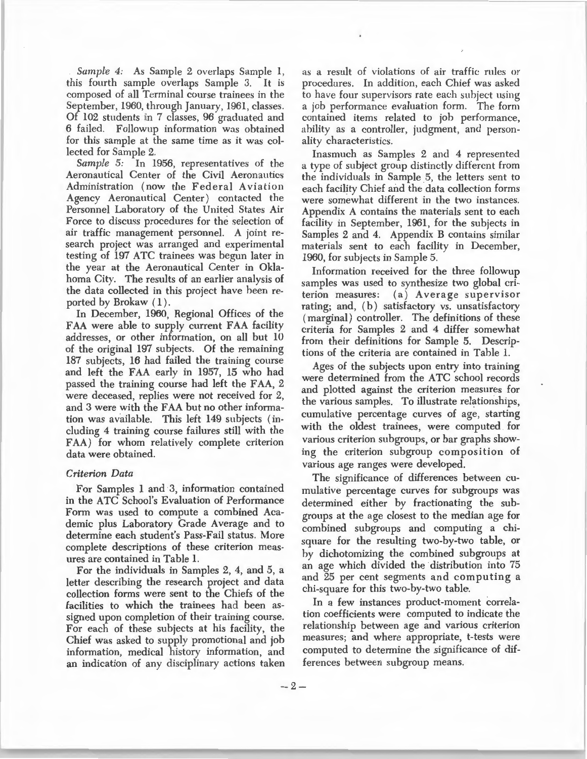*Sample 4:* As Sample 2 overlaps Sample 1, this fourth sample overlaps Sample 3. It is composed of all Terminal course trainees in the September, 1960, through January, 1961, classes. Of 102 students in 7 classes, 96 graduated and 6 failed. Followup information was obtained for this sample at the same time as it was collected for Sample 2.

*Sample 5:* In 1956, representatives of the Aeronautical Center of the Civil Aeronautics Administration (now the Federal Aviation Agency Aeronautical Center) contacted the Personnel Laboratory of the United States Air Force to discuss procedures for the selection of air traffic management personnel. A joint research project was arranged and experimental testing of 197 ATC trainees was begun later in the year at the Aeronautical Center in Oklahoma City. The results of an earlier analysis of the data collected in this project have been reported by Brokaw (1).

In December, 1960, Regional Offices of the FAA were able to supply current FAA facility addresses, or other information, on all but 10 of the original 197 subjects. Of the remaining 187 subjects, 16 had failed the training course and left the FAA early in 1957, 15 who had passed the training course had left the FAA, 2 were deceased, replies were not received for 2, and 3 were with the FAA but no other information was available. This left 149 subjects (including 4 training course failures still with the FAA) for whom relatively complete criterion data were obtained.

*Criterion Data*

For Samples 1 and 3, information contained in the ATC School's Evaluation of Performance Form was used to compute a combined Academic plus Laboratory Grade Average and to determine each student's Pass-Fail status. More complete descriptions of these criterion measures are contained in Table 1.

For the individuals in Samples 2, 4, and 5, a letter describing the research project and data collection forms were sent to the Chiefs of the facilities to which the trainees had been assigned upon completion of their training course. For each of these subjects at his facility, the Chief was asked to supply promotional and job information, medical history information, and an indication of any disciplinary actions taken as a result of violations of air traffic rules or procedures. In addition, each Chief was asked to have four supervisors rate each subject using a job performance evaluation form. The form contained items related to job performance, ability as a controller, judgment, and personality characteristics.

Inasmuch as Samples 2 and 4 represented a type of subject group distinctly different from the individuals in Sample 5, the letters sent to each facility Chief and the data collection forms were somewhat different in the two instances. Appendix A contains the materials sent to each facility in September, 1961, for the subjects in Samples 2 and 4. Appendix B contains similar materials sent to each facility in December, 1960, for subjects in Sample 5.

Information received for the three followup samples was used to synthesize two global criterion measures: (a) Average supervisor rating; and, (b) satisfactory vs. unsatisfactory (marginal) controller. The definitions of these criteria for Samples 2 and 4 differ somewhat from their definitions for Sample 5. Descriptions of the criteria are contained in Table 1.

Ages of the subjects upon entry into training were determined from the ATC school records and plotted against the criterion measures for the various samples. To illustrate relationships, cumulative percentage curves of age, starting with the oldest trainees, were computed for various criterion subgroups, or bar graphs showing the criterion subgroup composition of various age ranges were developed.

The significance of differences between cumulative percentage curves for subgroups was determined either by fractionating the subgroups at the age closest to the median age for combined subgroups and computing a chi-square for the resulting two-by-two table, or by dichotomizing the combined subgroups at an age which divided the distribution into 75 and 25 per cent segments and computing a chi-square for this two-by-two table.

In a few instances product-moment correlation coefficients were computed to indicate the relationship between age and various criterion measures; and where appropriate, t-tests were computed to determine the significance of differences between subgroup means.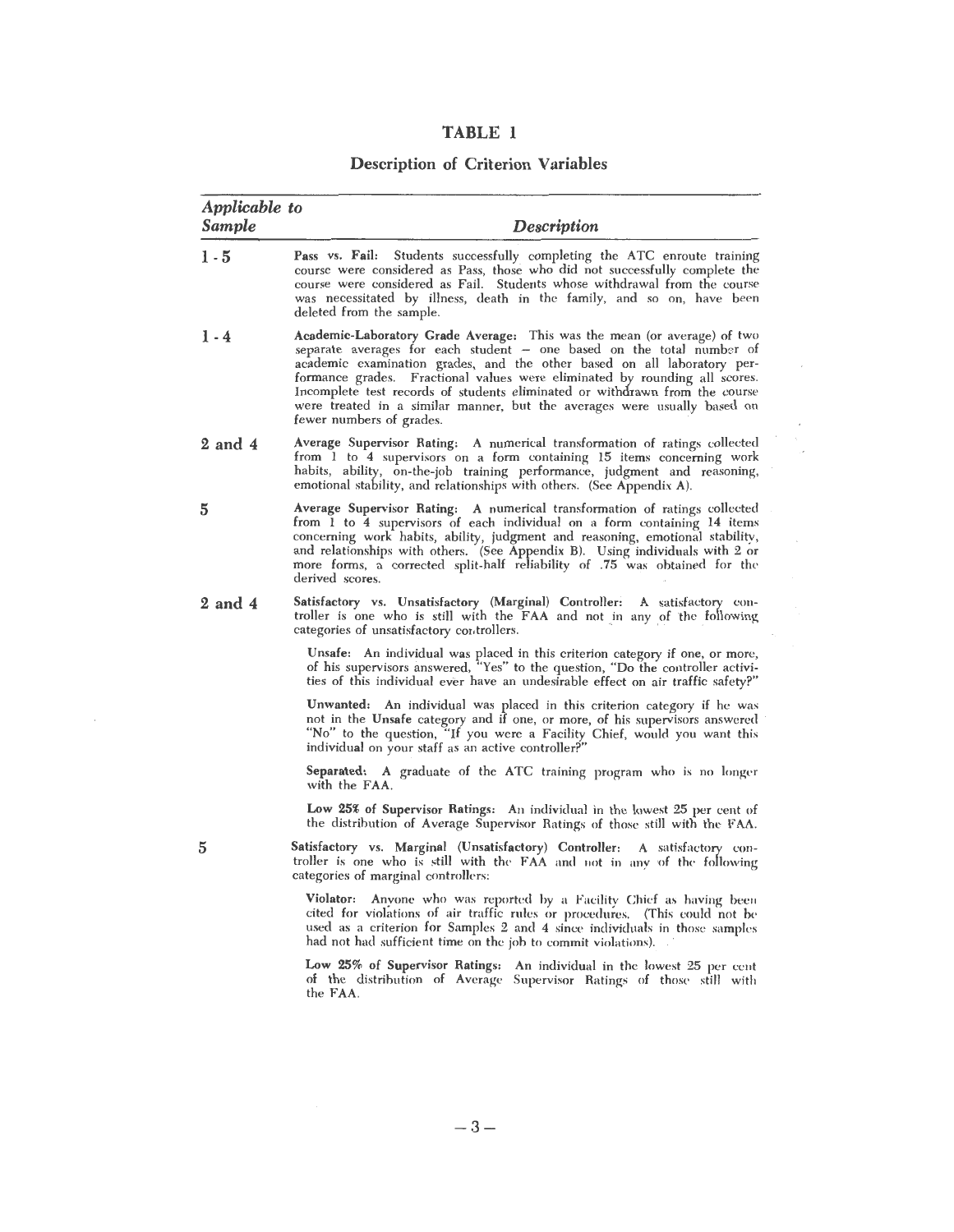# TABLE 1

## Description of Criterion Variables

| *Applicable to Sample* | *Description* |
|---|---|
| 1 - 5 | **Pass vs. Fail:** Students successfully completing the ATC enroute training course were considered as Pass, those who did not successfully complete the course were considered as Fail. Students whose withdrawal from the course was necessitated by illness, death in the family, and so on, have been deleted from the sample. |
| 1 - 4 | **Academic-Laboratory Grade Average:** This was the mean (or average) of two separate averages for each student – one based on the total number of academic examination grades, and the other based on all laboratory performance grades. Fractional values were eliminated by rounding all scores. Incomplete test records of students eliminated or withdrawn from the course were treated in a similar manner, but the averages were usually based on fewer numbers of grades. |
| 2 and 4 | **Average Supervisor Rating:** A numerical transformation of ratings collected from 1 to 4 supervisors on a form containing 15 items concerning work habits, ability, on-the-job training performance, judgment and reasoning, emotional stability, and relationships with others. (See Appendix A). |
| 5 | **Average Supervisor Rating:** A numerical transformation of ratings collected from 1 to 4 supervisors of each individual on a form containing 14 items concerning work habits, ability, judgment and reasoning, emotional stability, and relationships with others. (See Appendix B). Using individuals with 2 or more forms, a corrected split-half reliability of .75 was obtained for the derived scores. |
| 2 and 4 | **Satisfactory vs. Unsatisfactory (Marginal) Controller:** A satisfactory controller is one who is still with the FAA and not in any of the following categories of unsatisfactory controllers.<br><br>**Unsafe:** An individual was placed in this criterion category if one, or more, of his supervisors answered, "Yes" to the question, "Do the controller activities of this individual ever have an undesirable effect on air traffic safety?"<br><br>**Unwanted:** An individual was placed in this criterion category if he was not in the **Unsafe** category and if one, or more, of his supervisors answered "No" to the question, "If you were a Facility Chief, would you want this individual on your staff as an active controller?"<br><br>**Separated:** A graduate of the ATC training program who is no longer with the FAA.<br><br>**Low 25% of Supervisor Ratings:** An individual in the lowest 25 per cent of the distribution of Average Supervisor Ratings of those still with the FAA. |
| 5 | **Satisfactory vs. Marginal (Unsatisfactory) Controller:** A satisfactory controller is one who is still with the FAA and not in any of the following categories of marginal controllers:<br><br>**Violator:** Anyone who was reported by a Facility Chief as having been cited for violations of air traffic rules or procedures. (This could not be used as a criterion for Samples 2 and 4 since individuals in those samples had not had sufficient time on the job to commit violations).<br><br>**Low 25% of Supervisor Ratings:** An individual in the lowest 25 per cent of the distribution of Average Supervisor Ratings of those still with the FAA. |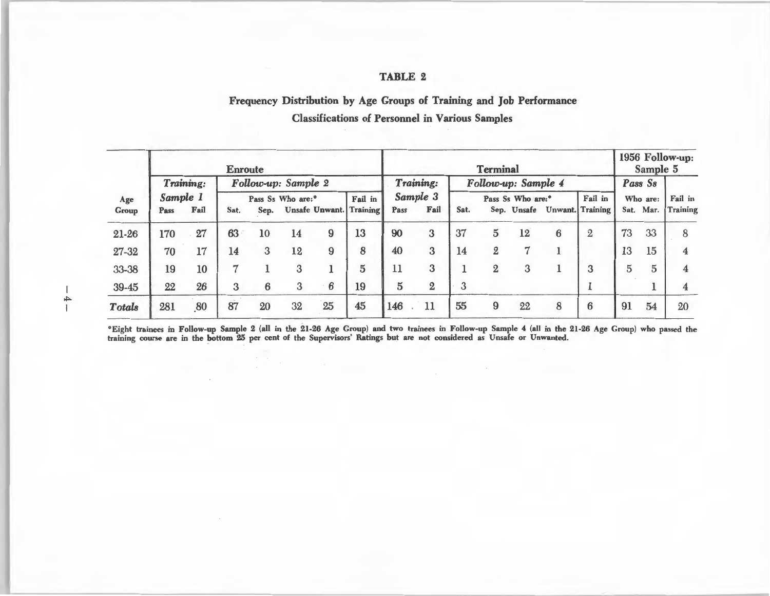# TABLE 2

## Frequency Distribution by Age Groups of Training and Job Performance Classifications of Personnel in Various Samples

| | Enroute | | | | | | | Terminal | | | | | | | 1956 Follow-up: Sample 5 | | |
|---|---|---|---|---|---|---|---|---|---|---|---|---|---|---|---|---|---|
| | *Training: Sample 1* | | *Follow-up: Sample 2* — Pass Ss Who are:* | | | | | *Training: Sample 3* | | *Follow-up: Sample 4* — Pass Ss Who are:* | | | | | *Pass Ss* Who are: | | |
| Age Group | Pass | Fail | Sat. | Sep. | Unsafe | Unwant. | Fail in Training | Pass | Fail | Sat. | Sep. | Unsafe | Unwant. | Fail in Training | Sat. | Mar. | Fail in Training |
| 21-26 | 170 | 27 | 63 | 10 | 14 | 9 | 13 | 90 | 3 | 37 | 5 | 12 | 6 | 2 | 73 | 33 | 8 |
| 27-32 | 70 | 17 | 14 | 3 | 12 | 9 | 8 | 40 | 3 | 14 | 2 | 7 | 1 | | 13 | 15 | 4 |
| 33-38 | 19 | 10 | 7 | 1 | 3 | 1 | 5 | 11 | 3 | 1 | 2 | 3 | 1 | 3 | 5 | 5 | 4 |
| 39-45 | 22 | 26 | 3 | 6 | 3 | 6 | 19 | 5 | 2 | 3 | | | | 1 | | 1 | 4 |
| *Totals* | 281 | 80 | 87 | 20 | 32 | 25 | 45 | 146 | 11 | 55 | 9 | 22 | 8 | 6 | 91 | 54 | 20 |

*Eight trainees in Follow-up Sample 2 (all in the 21-26 Age Group) and two trainees in Follow-up Sample 4 (all in the 21-26 Age Group) who passed the training course are in the bottom 25 per cent of the Supervisors' Ratings but are not considered as Unsafe or Unwanted.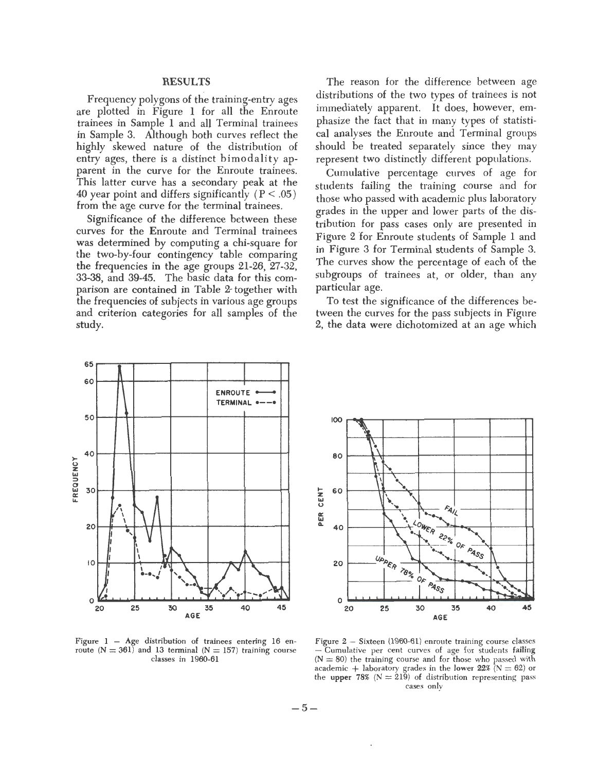## RESULTS

Frequency polygons of the training-entry ages are plotted in Figure 1 for all the Enroute trainees in Sample 1 and all Terminal trainees in Sample 3. Although both curves reflect the highly skewed nature of the distribution of entry ages, there is a distinct bimodality apparent in the curve for the Enroute trainees. This latter curve has a secondary peak at the 40 year point and differs significantly ($P < .05$) from the age curve for the terminal trainees.

Significance of the difference between these curves for the Enroute and Terminal trainees was determined by computing a chi-square for the two-by-four contingency table comparing the frequencies in the age groups 21-26, 27-32, 33-38, and 39-45. The basic data for this comparison are contained in Table 2 together with the frequencies of subjects in various age groups and criterion categories for all samples of the study.

The reason for the difference between age distributions of the two types of trainees is not immediately apparent. It does, however, emphasize the fact that in many types of statistical analyses the Enroute and Terminal groups should be treated separately since they may represent two distinctly different populations.

Cumulative percentage curves of age for students failing the training course and for those who passed with academic plus laboratory grades in the upper and lower parts of the distribution for pass cases only are presented in Figure 2 for Enroute students of Sample 1 and in Figure 3 for Terminal students of Sample 3. The curves show the percentage of each of the subgroups of trainees at, or older, than any particular age.

To test the significance of the differences between the curves for the pass subjects in Figure 2, the data were dichotomized at an age which

Figure 1 – Age distribution of trainees entering 16 enroute ($N = 361$) and 13 terminal ($N = 157$) training course classes in 1960-61

Figure 2 – Sixteen (1960-61) enroute training course classes – Cumulative per cent curves of age for students failing ($N = 80$) the training course and for those who passed with academic + laboratory grades in the lower 22% ($N = 62$) or the upper 78% ($N = 219$) of distribution representing pass cases only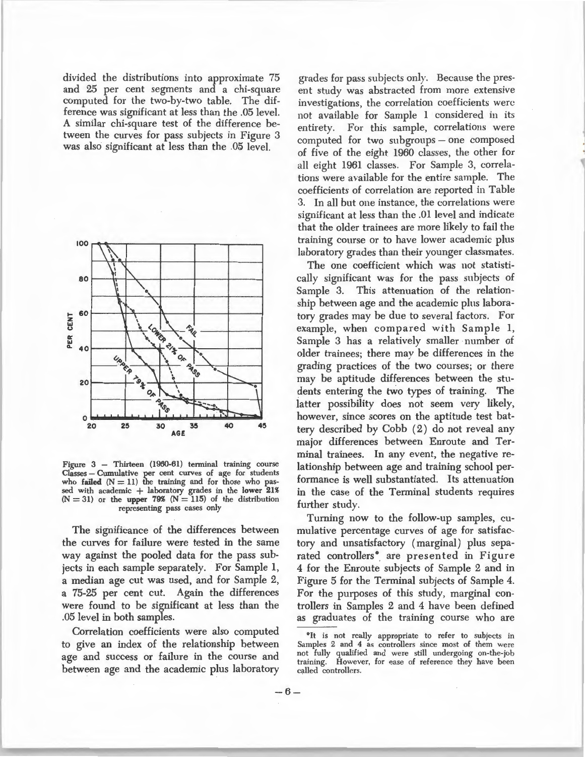divided the distributions into approximate 75 and 25 per cent segments and a chi-square computed for the two-by-two table. The difference was significant at less than the .05 level. A similar chi-square test of the difference between the curves for pass subjects in Figure 3 was also significant at less than the .05 level.

Figure 3 — Thirteen (1960-61) terminal training course Classes — Cumulative per cent curves of age for students who **failed** ($N = 11$) the training and for those who passed with academic + laboratory grades in the **lower 21%** ($N = 31$) or the **upper 79%** ($N = 115$) of the distribution representing pass cases only

The significance of the differences between the curves for failure were tested in the same way against the pooled data for the pass subjects in each sample separately. For Sample 1, a median age cut was used, and for Sample 2, a 75-25 per cent cut. Again the differences were found to be significant at less than the .05 level in both samples.

Correlation coefficients were also computed to give an index of the relationship between age and success or failure in the course and between age and the academic plus laboratory grades for pass subjects only. Because the present study was abstracted from more extensive investigations, the correlation coefficients were not available for Sample 1 considered in its entirety. For this sample, correlations were computed for two subgroups — one composed of five of the eight 1960 classes, the other for all eight 1961 classes. For Sample 3, correlations were available for the entire sample. The coefficients of correlation are reported in Table 3. In all but one instance, the correlations were significant at less than the .01 level and indicate that the older trainees are more likely to fail the training course or to have lower academic plus laboratory grades than their younger classmates.

The one coefficient which was not statistically significant was for the pass subjects of Sample 3. This attenuation of the relationship between age and the academic plus laboratory grades may be due to several factors. For example, when compared with Sample 1, Sample 3 has a relatively smaller number of older trainees; there may be differences in the grading practices of the two courses; or there may be aptitude differences between the students entering the two types of training. The latter possibility does not seem very likely, however, since scores on the aptitude test battery described by Cobb (2) do not reveal any major differences between Enroute and Terminal trainees. In any event, the negative relationship between age and training school performance is well substantiated. Its attenuation in the case of the Terminal students requires further study.

Turning now to the follow-up samples, cumulative percentage curves of age for satisfactory and unsatisfactory (marginal) plus separated controllers* are presented in Figure 4 for the Enroute subjects of Sample 2 and in Figure 5 for the Terminal subjects of Sample 4. For the purposes of this study, marginal controllers in Samples 2 and 4 have been defined as graduates of the training course who are

*It is not really appropriate to refer to subjects in Samples 2 and 4 as controllers since most of them were not fully qualified and were still undergoing on-the-job training. However, for ease of reference they have been called controllers.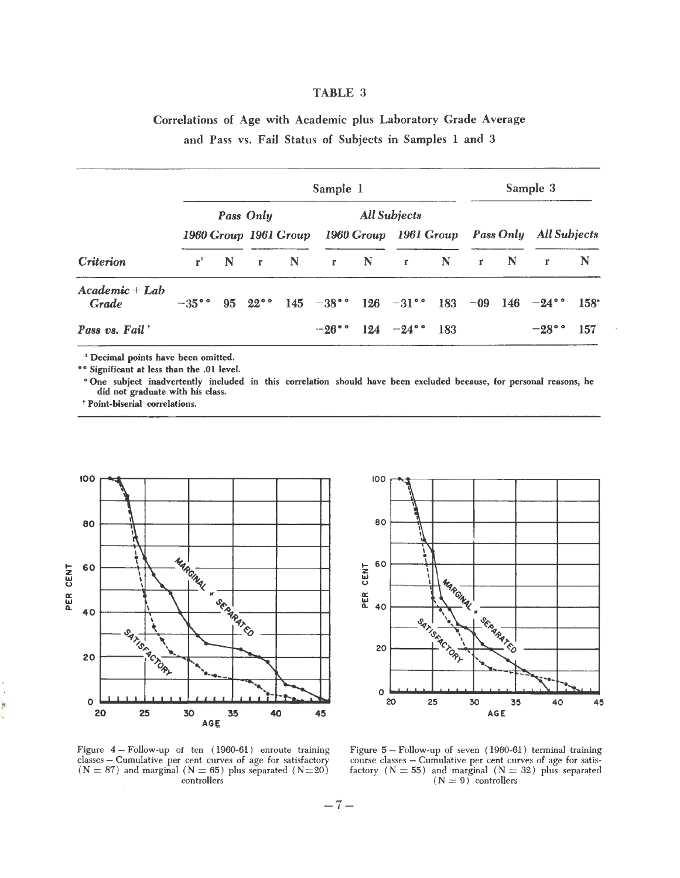# TABLE 3

## Correlations of Age with Academic plus Laboratory Grade Average and Pass vs. Fail Status of Subjects in Samples 1 and 3

| | Sample 1 | | | | | | | | Sample 3 | | | |
|---|---|---|---|---|---|---|---|---|---|---|---|---|
| | *Pass Only* | | | | *All Subjects* | | | | | | | |
| | *1960 Group* | | *1961 Group* | | *1960 Group* | | *1961 Group* | | *Pass Only* | | *All Subjects* | |
| ***Criterion*** | r[1] | N | r | N | r | N | r | N | r | N | r | N |
| ***Academic + Lab Grade*** | −35** | 95 | 22** | 145 | −38** | 126 | −31** | 183 | −09 | 146 | −24** | 158[a] |
| ***Pass vs. Fail*** [†] | | | | | −26** | 124 | −24** | 183 | | | −28** | 157 |

[1] Decimal points have been omitted.

** Significant at less than the .01 level.

[a] One subject inadvertently included in this correlation should have been excluded because, for personal reasons, he did not graduate with his class.

[†] Point-biserial correlations.

Figure 4 – Follow-up of ten (1960-61) enroute training classes – Cumulative per cent curves of age for satisfactory (N = 87) and marginal (N = 65) plus separated (N=20) controllers

Figure 5 – Follow-up of seven (1960-61) terminal training course classes – Cumulative per cent curves of age for satisfactory (N = 55) and marginal (N = 32) plus separated (N = 9) controllers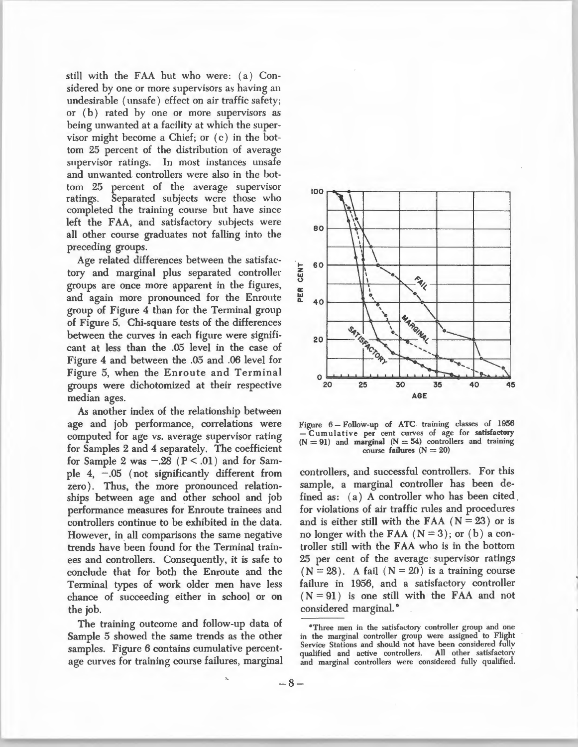still with the FAA but who were: (a) Considered by one or more supervisors as having an undesirable (unsafe) effect on air traffic safety; or (b) rated by one or more supervisors as being unwanted at a facility at which the supervisor might become a Chief; or (c) in the bottom 25 percent of the distribution of average supervisor ratings. In most instances unsafe and unwanted controllers were also in the bottom 25 percent of the average supervisor ratings. Separated subjects were those who completed the training course but have since left the FAA, and satisfactory subjects were all other course graduates not falling into the preceding groups.

Age related differences between the satisfactory and marginal plus separated controller groups are once more apparent in the figures, and again more pronounced for the Enroute group of Figure 4 than for the Terminal group of Figure 5. Chi-square tests of the differences between the curves in each figure were significant at less than the .05 level in the case of Figure 4 and between the .05 and .06 level for Figure 5, when the Enroute and Terminal groups were dichotomized at their respective median ages.

As another index of the relationship between age and job performance, correlations were computed for age vs. average supervisor rating for Samples 2 and 4 separately. The coefficient for Sample 2 was $-.28$ ($P < .01$) and for Sample 4, $-.05$ (not significantly different from zero). Thus, the more pronounced relationships between age and other school and job performance measures for Enroute trainees and controllers continue to be exhibited in the data. However, in all comparisons the same negative trends have been found for the Terminal trainees and controllers. Consequently, it is safe to conclude that for both the Enroute and the Terminal types of work older men have less chance of succeeding either in school or on the job.

The training outcome and follow-up data of Sample 5 showed the same trends as the other samples. Figure 6 contains cumulative percentage curves for training course failures, marginal controllers, and successful controllers. For this sample, a marginal controller has been defined as: (a) A controller who has been cited for violations of air traffic rules and procedures and is either still with the FAA ($N = 23$) or is no longer with the FAA ($N = 3$); or (b) a controller still with the FAA who is in the bottom 25 per cent of the average supervisor ratings ($N = 28$). A fail ($N = 20$) is a training course failure in 1956, and a satisfactory controller ($N = 91$) is one still with the FAA and not considered marginal.*

Figure 6 – Follow-up of ATC training classes of 1956 – Cumulative per cent curves of age for **satisfactory** ($N = 91$) and **marginal** ($N = 54$) controllers and training course **failures** ($N = 20$)

*Three men in the satisfactory controller group and one in the marginal controller group were assigned to Flight Service Stations and should not have been considered fully qualified and active controllers. All other satisfactory and marginal controllers were considered fully qualified.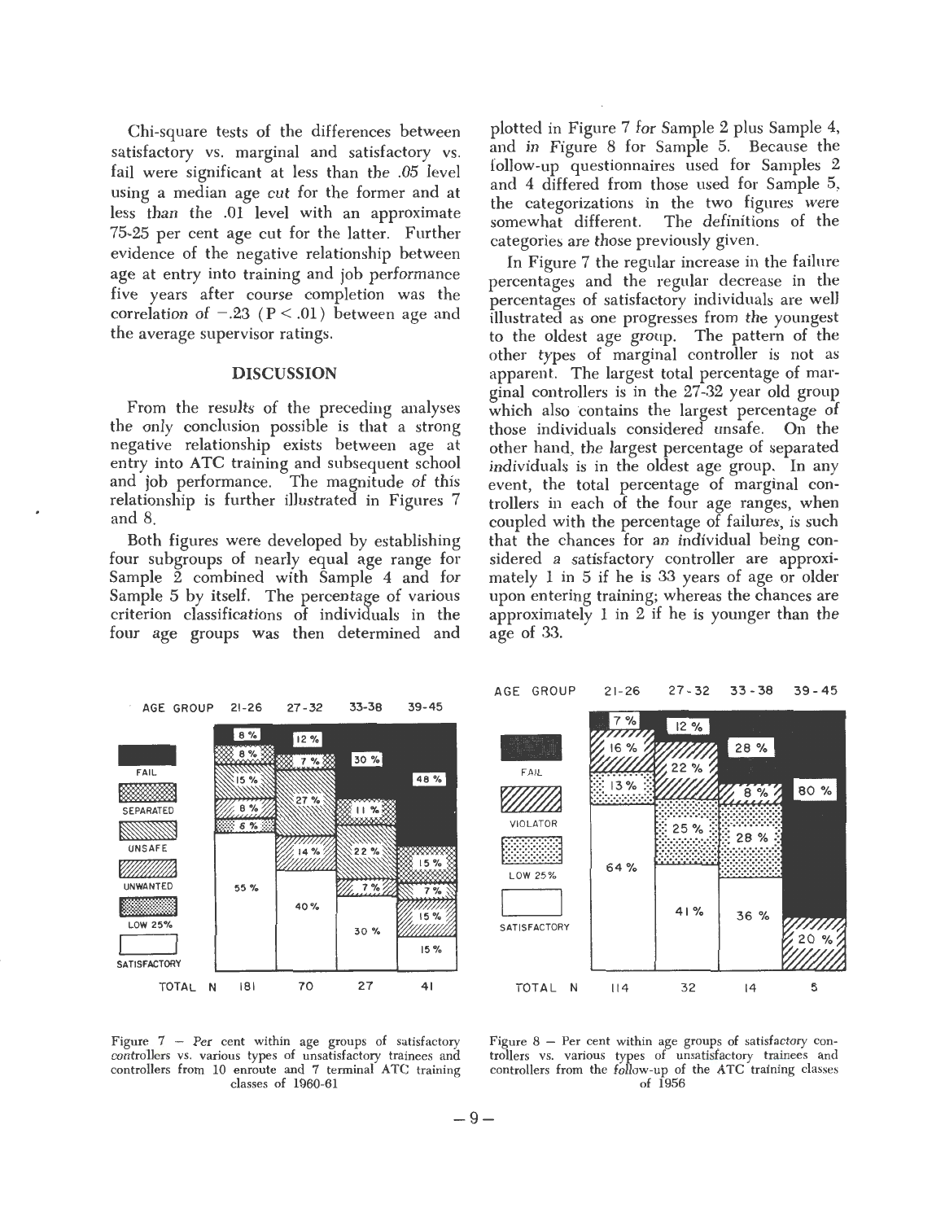Chi-square tests of the differences between satisfactory vs. marginal and satisfactory vs. fail were significant at less than the .05 level using a median age cut for the former and at less than the .01 level with an approximate 75-25 per cent age cut for the latter. Further evidence of the negative relationship between age at entry into training and job performance five years after course completion was the correlation of −.23 ($P < .01$) between age and the average supervisor ratings.

## DISCUSSION

From the results of the preceding analyses the only conclusion possible is that a strong negative relationship exists between age at entry into ATC training and subsequent school and job performance. The magnitude of this relationship is further illustrated in Figures 7 and 8.

Both figures were developed by establishing four subgroups of nearly equal age range for Sample 2 combined with Sample 4 and for Sample 5 by itself. The percentage of various criterion classifications of individuals in the four age groups was then determined and plotted in Figure 7 for Sample 2 plus Sample 4, and in Figure 8 for Sample 5. Because the follow-up questionnaires used for Samples 2 and 4 differed from those used for Sample 5, the categorizations in the two figures were somewhat different. The definitions of the categories are those previously given.

In Figure 7 the regular increase in the failure percentages and the regular decrease in the percentages of satisfactory individuals are well illustrated as one progresses from the youngest to the oldest age group. The pattern of the other types of marginal controller is not as apparent. The largest total percentage of marginal controllers is in the 27-32 year old group which also contains the largest percentage of those individuals considered unsafe. On the other hand, the largest percentage of separated individuals is in the oldest age group. In any event, the total percentage of marginal controllers in each of the four age ranges, when coupled with the percentage of failures, is such that the chances for an individual being considered a satisfactory controller are approximately 1 in 5 if he is 33 years of age or older upon entering training; whereas the chances are approximately 1 in 2 if he is younger than the age of 33.

| AGE GROUP | 21-26 | 27-32 | 33-38 | 39-45 |
|---|---|---|---|---|
| FAIL | 8 % | 12 % | 30 % | 48 % |
| SEPARATED | 8 % | 7 % | 11 % | 15 % |
| UNSAFE | 15 % | 27 % | 22 % | 7 % |
| UNWANTED | 8 % | 14 % | 7 % | 15 % |
| LOW 25% | 6 % | | | |
| SATISFACTORY | 55 % | 40 % | 30 % | 15 % |
| TOTAL N | 181 | 70 | 27 | 41 |

Figure 7 — Per cent within age groups of satisfactory controllers vs. various types of unsatisfactory trainees and controllers from 10 enroute and 7 terminal ATC training classes of 1960-61

| AGE GROUP | 21-26 | 27-32 | 33-38 | 39-45 |
|---|---|---|---|---|
| FAIL | 7 % | 12 % | 28 % | 80 % |
| VIOLATOR | 16 % | 22 % | 8 % | 20 % |
| LOW 25% | 13 % | 25 % | 28 % | |
| SATISFACTORY | 64 % | 41 % | 36 % | |
| TOTAL N | 114 | 32 | 14 | 5 |

Figure 8 — Per cent within age groups of satisfactory controllers vs. various types of unsatisfactory trainees and controllers from the follow-up of the ATC training classes of 1956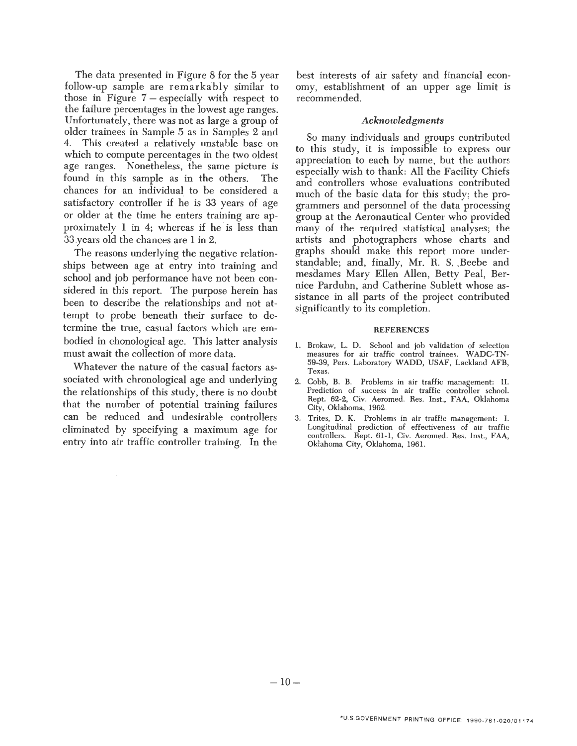The data presented in Figure 8 for the 5 year follow-up sample are remarkably similar to those in Figure 7 – especially with respect to the failure percentages in the lowest age ranges. Unfortunately, there was not as large a group of older trainees in Sample 5 as in Samples 2 and 4. This created a relatively unstable base on which to compute percentages in the two oldest age ranges. Nonetheless, the same picture is found in this sample as in the others. The chances for an individual to be considered a satisfactory controller if he is 33 years of age or older at the time he enters training are approximately 1 in 4; whereas if he is less than 33 years old the chances are 1 in 2.

The reasons underlying the negative relationships between age at entry into training and school and job performance have not been considered in this report. The purpose herein has been to describe the relationships and not attempt to probe beneath their surface to determine the true, casual factors which are embodied in chonological age. This latter analysis must await the collection of more data.

Whatever the nature of the casual factors associated with chronological age and underlying the relationships of this study, there is no doubt that the number of potential training failures can be reduced and undesirable controllers eliminated by specifying a maximum age for entry into air traffic controller training. In the best interests of air safety and financial economy, establishment of an upper age limit is recommended.

### *Acknowledgments*

So many individuals and groups contributed to this study, it is impossible to express our appreciation to each by name, but the authors especially wish to thank: All the Facility Chiefs and controllers whose evaluations contributed much of the basic data for this study; the programmers and personnel of the data processing group at the Aeronautical Center who provided many of the required statistical analyses; the artists and photographers whose charts and graphs should make this report more understandable; and, finally, Mr. R. S. Beebe and mesdames Mary Ellen Allen, Betty Peal, Bernice Parduhn, and Catherine Sublett whose assistance in all parts of the project contributed significantly to its completion.

#### REFERENCES

1. Brokaw, L. D. School and job validation of selection measures for air traffic control trainees. WADC-TN-59-39, Pers. Laboratory WADD, USAF, Lackland AFB, Texas.
2. Cobb, B. B. Problems in air traffic management: II. Prediction of success in air traffic controller school. Rept. 62-2, Civ. Aeromed. Res. Inst., FAA, Oklahoma City, Oklahoma, 1962.
3. Trites, D. K. Problems in air traffic management: I. Longitudinal prediction of effectiveness of air traffic controllers. Rept. 61-1, Civ. Aeromed. Res. Inst., FAA, Oklahoma City, Oklahoma, 1961.

*U.S.GOVERNMENT PRINTING OFFICE: 1990-761-020/01174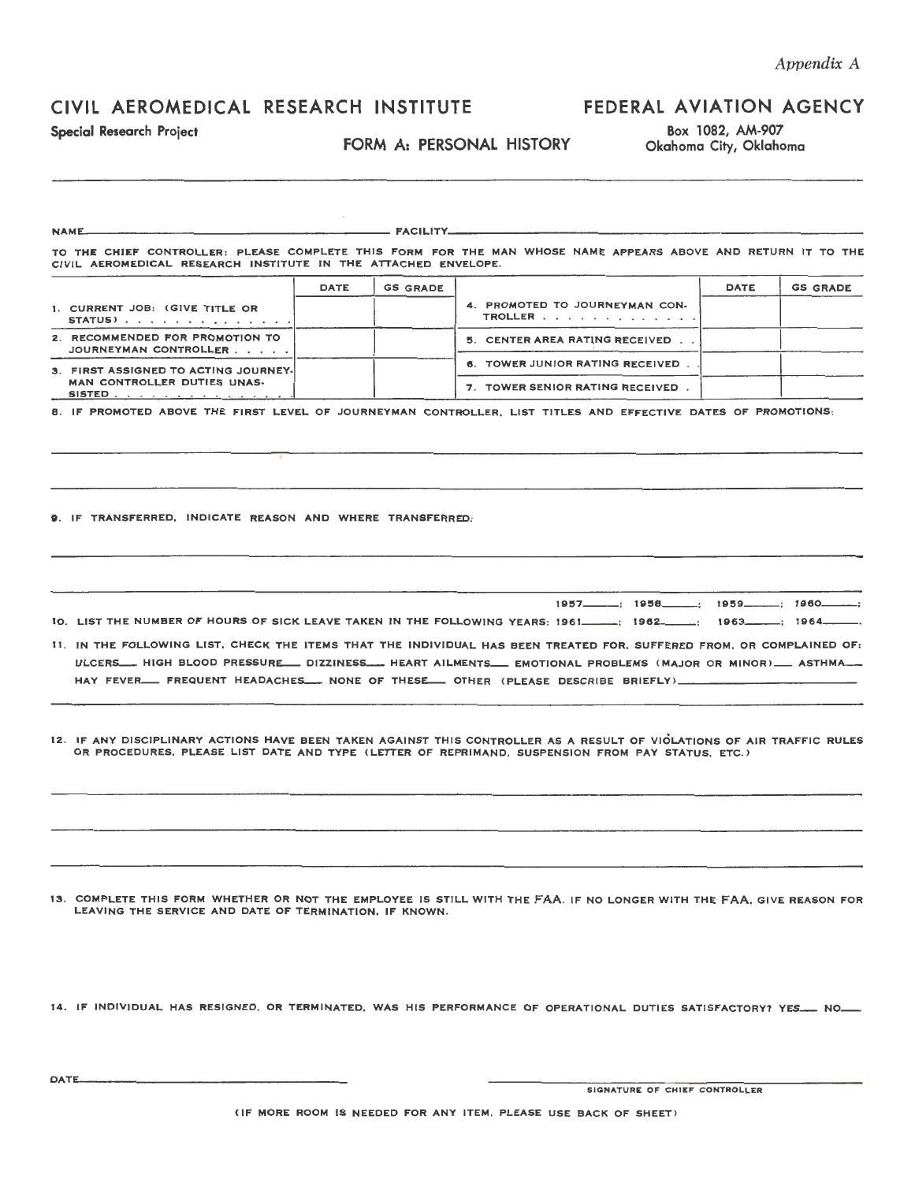*Appendix A*

# CIVIL AEROMEDICAL RESEARCH INSTITUTE

# FEDERAL AVIATION AGENCY

**Special Research Project**

## FORM A: PERSONAL HISTORY

Box 1082, AM-907
Okahoma City, Oklahoma

---

NAME______________________________ FACILITY______________________________

TO THE CHIEF CONTROLLER: PLEASE COMPLETE THIS FORM FOR THE MAN WHOSE NAME APPEARS ABOVE AND RETURN IT TO THE CIVIL AEROMEDICAL RESEARCH INSTITUTE IN THE ATTACHED ENVELOPE.

| | DATE | GS GRADE | | DATE | GS GRADE |
|---|---|---|---|---|---|
| 1. CURRENT JOB: (GIVE TITLE OR STATUS) | | | 4. PROMOTED TO JOURNEYMAN CONTROLLER | | |
| 2. RECOMMENDED FOR PROMOTION TO JOURNEYMAN CONTROLLER | | | 5. CENTER AREA RATING RECEIVED | | |
| 3. FIRST ASSIGNED TO ACTING JOURNEYMAN CONTROLLER DUTIES UNASSISTED | | | 6. TOWER JUNIOR RATING RECEIVED | | |
| | | | 7. TOWER SENIOR RATING RECEIVED | | |

8. IF PROMOTED ABOVE THE FIRST LEVEL OF JOURNEYMAN CONTROLLER, LIST TITLES AND EFFECTIVE DATES OF PROMOTIONS:

9. IF TRANSFERRED, INDICATE REASON AND WHERE TRANSFERRED:

10. LIST THE NUMBER OF HOURS OF SICK LEAVE TAKEN IN THE FOLLOWING YEARS: 1957____; 1958____; 1959____; 1960____; 1961____; 1962____; 1963____; 1964____.

11. IN THE FOLLOWING LIST, CHECK THE ITEMS THAT THE INDIVIDUAL HAS BEEN TREATED FOR, SUFFERED FROM, OR COMPLAINED OF: ULCERS___ HIGH BLOOD PRESSURE___ DIZZINESS___ HEART AILMENTS___ EMOTIONAL PROBLEMS (MAJOR OR MINOR)___ ASTHMA___ HAY FEVER___ FREQUENT HEADACHES___ NONE OF THESE___ OTHER (PLEASE DESCRIBE BRIEFLY)______________

12. IF ANY DISCIPLINARY ACTIONS HAVE BEEN TAKEN AGAINST THIS CONTROLLER AS A RESULT OF VIOLATIONS OF AIR TRAFFIC RULES OR PROCEDURES, PLEASE LIST DATE AND TYPE (LETTER OF REPRIMAND, SUSPENSION FROM PAY STATUS, ETC.)

13. COMPLETE THIS FORM WHETHER OR NOT THE EMPLOYEE IS STILL WITH THE FAA. IF NO LONGER WITH THE FAA, GIVE REASON FOR LEAVING THE SERVICE AND DATE OF TERMINATION, IF KNOWN.

14. IF INDIVIDUAL HAS RESIGNED, OR TERMINATED, WAS HIS PERFORMANCE OF OPERATIONAL DUTIES SATISFACTORY? YES___ NO___

DATE______________________________

______________________________
SIGNATURE OF CHIEF CONTROLLER

(IF MORE ROOM IS NEEDED FOR ANY ITEM, PLEASE USE BACK OF SHEET)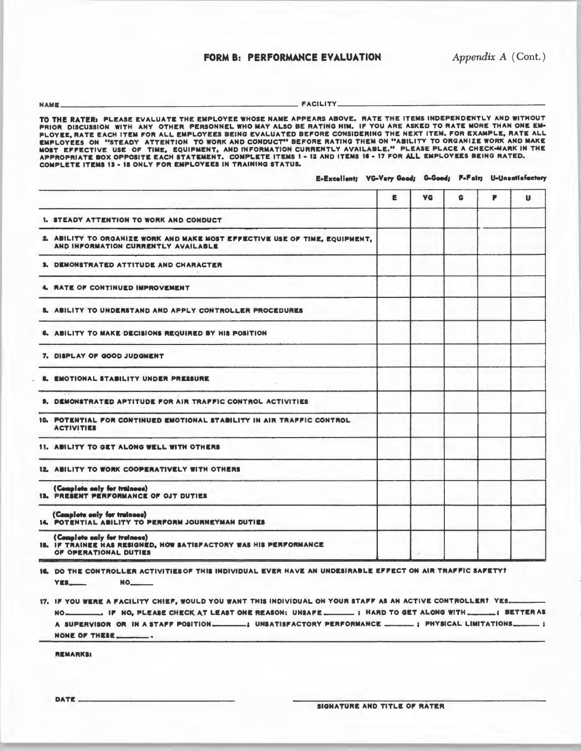## FORM B: PERFORMANCE EVALUATION

*Appendix A* (Cont.)

NAME ______________________________ FACILITY ______________________________

TO THE RATER: PLEASE EVALUATE THE EMPLOYEE WHOSE NAME APPEARS ABOVE. RATE THE ITEMS INDEPENDENTLY AND WITHOUT PRIOR DISCUSSION WITH ANY OTHER PERSONNEL WHO MAY ALSO BE RATING HIM. IF YOU ARE ASKED TO RATE MORE THAN ONE EMPLOYEE, RATE EACH ITEM FOR ALL EMPLOYEES BEING EVALUATED BEFORE CONSIDERING THE NEXT ITEM. FOR EXAMPLE, RATE ALL EMPLOYEES ON "STEADY ATTENTION TO WORK AND CONDUCT" BEFORE RATING THEM ON "ABILITY TO ORGANIZE WORK AND MAKE MOST EFFECTIVE USE OF TIME, EQUIPMENT, AND INFORMATION CURRENTLY AVAILABLE." PLEASE PLACE A CHECK-MARK IN THE APPROPRIATE BOX OPPOSITE EACH STATEMENT. COMPLETE ITEMS 1 - 12 AND ITEMS 16 - 17 FOR ALL EMPLOYEES BEING RATED. COMPLETE ITEMS 13 - 15 ONLY FOR EMPLOYEES IN TRAINING STATUS.

E-Excellent; VG-Very Good; G-Good; F-Fair; U-Unsatisfactory

| | E | VG | G | F | U |
|---|---|---|---|---|---|
| 1. STEADY ATTENTION TO WORK AND CONDUCT | | | | | |
| 2. ABILITY TO ORGANIZE WORK AND MAKE MOST EFFECTIVE USE OF TIME, EQUIPMENT, AND INFORMATION CURRENTLY AVAILABLE | | | | | |
| 3. DEMONSTRATED ATTITUDE AND CHARACTER | | | | | |
| 4. RATE OF CONTINUED IMPROVEMENT | | | | | |
| 5. ABILITY TO UNDERSTAND AND APPLY CONTROLLER PROCEDURES | | | | | |
| 6. ABILITY TO MAKE DECISIONS REQUIRED BY HIS POSITION | | | | | |
| 7. DISPLAY OF GOOD JUDGMENT | | | | | |
| 8. EMOTIONAL STABILITY UNDER PRESSURE | | | | | |
| 9. DEMONSTRATED APTITUDE FOR AIR TRAFFIC CONTROL ACTIVITIES | | | | | |
| 10. POTENTIAL FOR CONTINUED EMOTIONAL STABILITY IN AIR TRAFFIC CONTROL ACTIVITIES | | | | | |
| 11. ABILITY TO GET ALONG WELL WITH OTHERS | | | | | |
| 12. ABILITY TO WORK COOPERATIVELY WITH OTHERS | | | | | |
| (Complete only for trainees) 13. PRESENT PERFORMANCE OF OJT DUTIES | | | | | |
| (Complete only for trainees) 14. POTENTIAL ABILITY TO PERFORM JOURNEYMAN DUTIES | | | | | |
| (Complete only for trainees) 15. IF TRAINEE HAS RESIGNED, HOW SATISFACTORY WAS HIS PERFORMANCE OF OPERATIONAL DUTIES | | | | | |

16. DO THE CONTROLLER ACTIVITIES OF THIS INDIVIDUAL EVER HAVE AN UNDESIRABLE EFFECT ON AIR TRAFFIC SAFETY?
YES____ NO_____

17. IF YOU WERE A FACILITY CHIEF, WOULD YOU WANT THIS INDIVIDUAL ON YOUR STAFF AS AN ACTIVE CONTROLLER? YES________ NO________. IF NO, PLEASE CHECK AT LEAST ONE REASON: UNSAFE ______; HARD TO GET ALONG WITH ______; BETTER AS A SUPERVISOR OR IN A STAFF POSITION ______; UNSATISFACTORY PERFORMANCE ______; PHYSICAL LIMITATIONS ______; NONE OF THESE ______.

REMARKS:

DATE ______________________________

______________________________
SIGNATURE AND TITLE OF RATER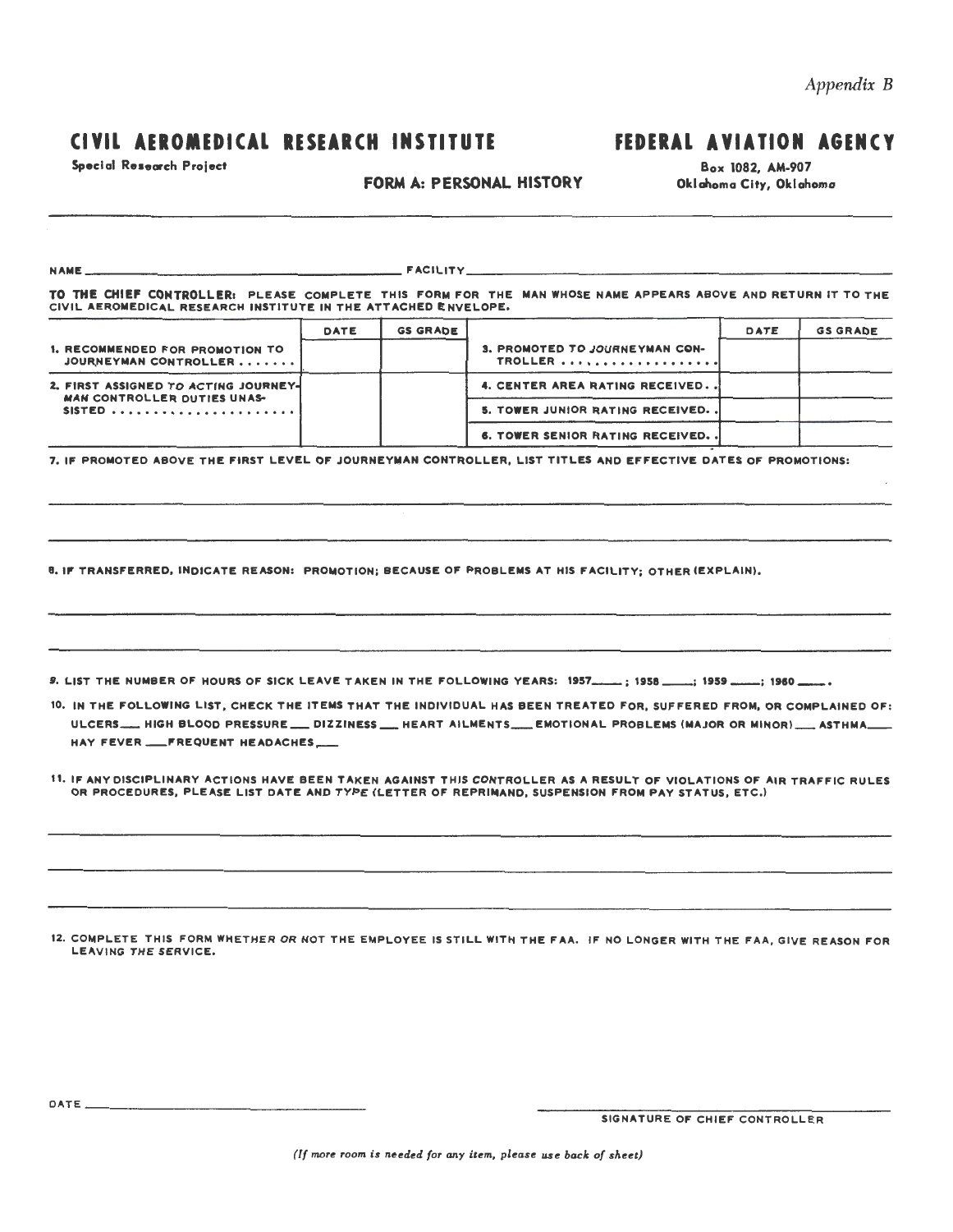*Appendix B*

# CIVIL AEROMEDICAL RESEARCH INSTITUTE

# FEDERAL AVIATION AGENCY

**Special Research Project**

**FORM A: PERSONAL HISTORY**

**Box 1082, AM-907**
**Oklahoma City, Oklahoma**

---

NAME ______________________________ FACILITY ______________________________

**TO THE CHIEF CONTROLLER:** PLEASE COMPLETE THIS FORM FOR THE MAN WHOSE NAME APPEARS ABOVE AND RETURN IT TO THE CIVIL AEROMEDICAL RESEARCH INSTITUTE IN THE ATTACHED ENVELOPE.

| | DATE | GS GRADE | | DATE | GS GRADE |
|---|---|---|---|---|---|
| 1. RECOMMENDED FOR PROMOTION TO JOURNEYMAN CONTROLLER ....... | | | 3. PROMOTED TO JOURNEYMAN CONTROLLER .................. | | |
| 2. FIRST ASSIGNED TO ACTING JOURNEYMAN CONTROLLER DUTIES UNASSISTED ...................... | | | 4. CENTER AREA RATING RECEIVED.. | | |
| | | | 5. TOWER JUNIOR RATING RECEIVED.. | | |
| | | | 6. TOWER SENIOR RATING RECEIVED.. | | |

7. IF PROMOTED ABOVE THE FIRST LEVEL OF JOURNEYMAN CONTROLLER, LIST TITLES AND EFFECTIVE DATES OF PROMOTIONS:

______________________________

______________________________

8. IF TRANSFERRED, INDICATE REASON: PROMOTION; BECAUSE OF PROBLEMS AT HIS FACILITY; OTHER (EXPLAIN).

______________________________

______________________________

9. LIST THE NUMBER OF HOURS OF SICK LEAVE TAKEN IN THE FOLLOWING YEARS: 1957____; 1958____; 1959____; 1960____.

10. IN THE FOLLOWING LIST, CHECK THE ITEMS THAT THE INDIVIDUAL HAS BEEN TREATED FOR, SUFFERED FROM, OR COMPLAINED OF: ULCERS___ HIGH BLOOD PRESSURE___ DIZZINESS___ HEART AILMENTS___ EMOTIONAL PROBLEMS (MAJOR OR MINOR)___ ASTHMA___ HAY FEVER___ FREQUENT HEADACHES___

11. IF ANY DISCIPLINARY ACTIONS HAVE BEEN TAKEN AGAINST THIS CONTROLLER AS A RESULT OF VIOLATIONS OF AIR TRAFFIC RULES OR PROCEDURES, PLEASE LIST DATE AND TYPE (LETTER OF REPRIMAND, SUSPENSION FROM PAY STATUS, ETC.)

______________________________

______________________________

______________________________

12. COMPLETE THIS FORM WHETHER OR NOT THE EMPLOYEE IS STILL WITH THE FAA. IF NO LONGER WITH THE FAA, GIVE REASON FOR LEAVING THE SERVICE.

DATE ______________________________

______________________________
SIGNATURE OF CHIEF CONTROLLER

*(If more room is needed for any item, please use back of sheet)*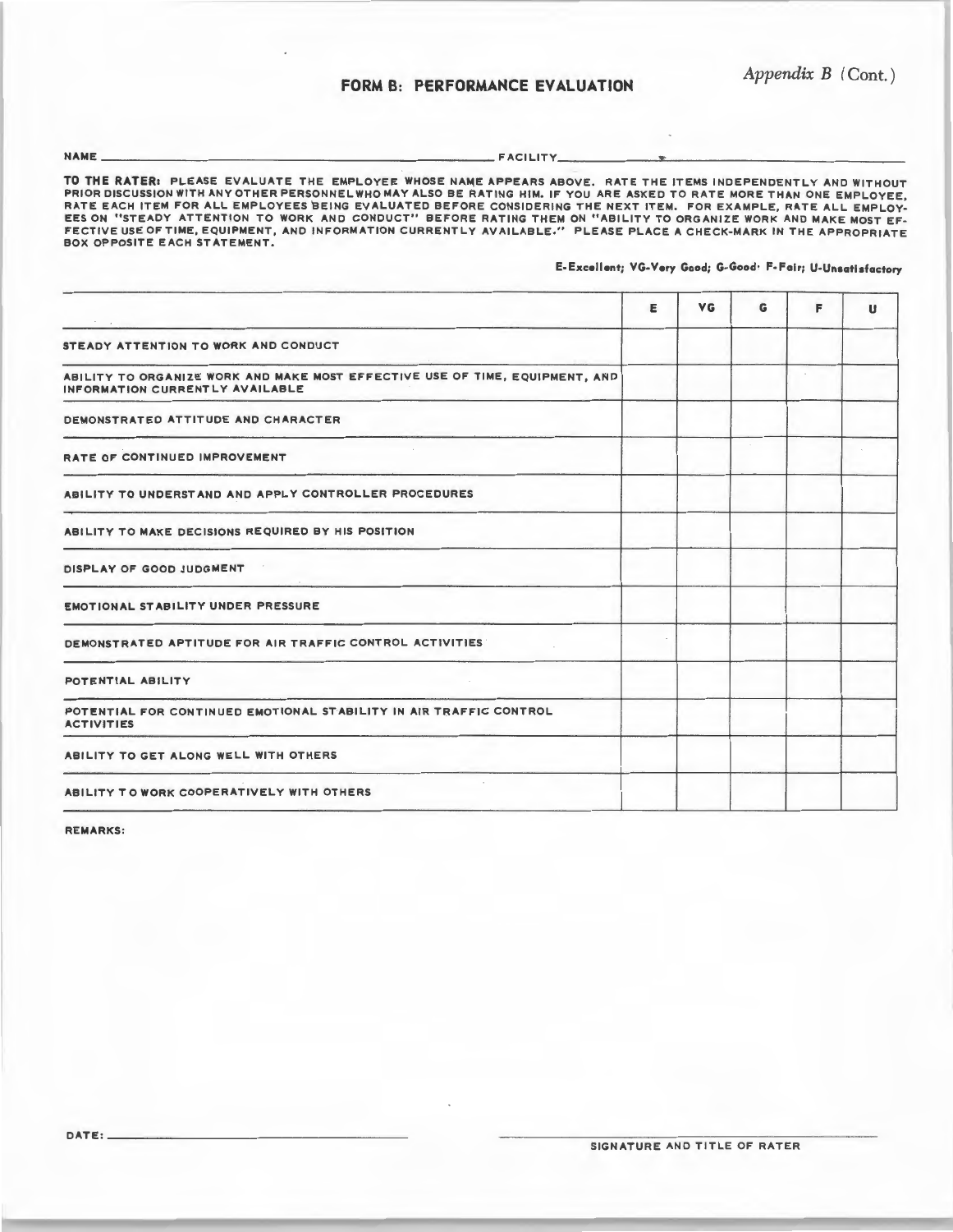*Appendix B* (Cont.)

# FORM B: PERFORMANCE EVALUATION

NAME \_\_\_\_\_\_\_\_\_\_\_\_\_\_\_\_\_\_\_\_\_\_\_\_\_\_\_\_\_\_ FACILITY\_\_\_\_\_\_\_\_\_\_\_\_\_\_\_\_\_\_\_\_\_\_\_\_\_\_\_\_\_\_

**TO THE RATER:** PLEASE EVALUATE THE EMPLOYEE WHOSE NAME APPEARS ABOVE. RATE THE ITEMS INDEPENDENTLY AND WITHOUT PRIOR DISCUSSION WITH ANY OTHER PERSONNEL WHO MAY ALSO BE RATING HIM. IF YOU ARE ASKED TO RATE MORE THAN ONE EMPLOYEE, RATE EACH ITEM FOR ALL EMPLOYEES BEING EVALUATED BEFORE CONSIDERING THE NEXT ITEM. FOR EXAMPLE, RATE ALL EMPLOYEES ON "STEADY ATTENTION TO WORK AND CONDUCT" BEFORE RATING THEM ON "ABILITY TO ORGANIZE WORK AND MAKE MOST EFFECTIVE USE OF TIME, EQUIPMENT, AND INFORMATION CURRENTLY AVAILABLE." PLEASE PLACE A CHECK-MARK IN THE APPROPRIATE BOX OPPOSITE EACH STATEMENT.

**E-Excellent; VG-Very Good; G-Good; F-Fair; U-Unsatisfactory**

| | E | VG | G | F | U |
|---|---|---|---|---|---|
| STEADY ATTENTION TO WORK AND CONDUCT | | | | | |
| ABILITY TO ORGANIZE WORK AND MAKE MOST EFFECTIVE USE OF TIME, EQUIPMENT, AND INFORMATION CURRENTLY AVAILABLE | | | | | |
| DEMONSTRATED ATTITUDE AND CHARACTER | | | | | |
| RATE OF CONTINUED IMPROVEMENT | | | | | |
| ABILITY TO UNDERSTAND AND APPLY CONTROLLER PROCEDURES | | | | | |
| ABILITY TO MAKE DECISIONS REQUIRED BY HIS POSITION | | | | | |
| DISPLAY OF GOOD JUDGMENT | | | | | |
| EMOTIONAL STABILITY UNDER PRESSURE | | | | | |
| DEMONSTRATED APTITUDE FOR AIR TRAFFIC CONTROL ACTIVITIES | | | | | |
| POTENTIAL ABILITY | | | | | |
| POTENTIAL FOR CONTINUED EMOTIONAL STABILITY IN AIR TRAFFIC CONTROL ACTIVITIES | | | | | |
| ABILITY TO GET ALONG WELL WITH OTHERS | | | | | |
| ABILITY TO WORK COOPERATIVELY WITH OTHERS | | | | | |

REMARKS:

DATE: \_\_\_\_\_\_\_\_\_\_\_\_\_\_\_\_\_\_\_\_\_\_\_\_\_\_\_\_\_\_

\_\_\_\_\_\_\_\_\_\_\_\_\_\_\_\_\_\_\_\_\_\_\_\_\_\_\_\_\_\_
SIGNATURE AND TITLE OF RATER